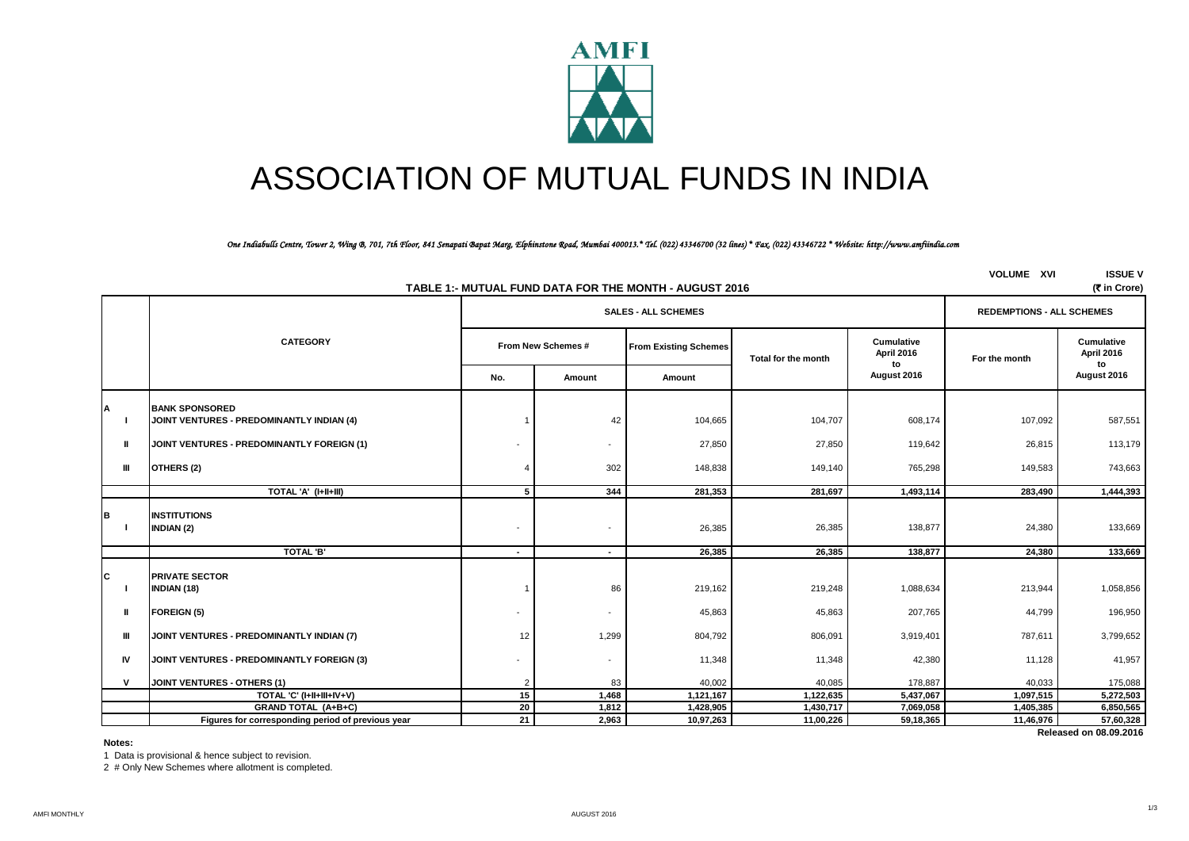# ASSOCIATION OF MUTUAL FUNDS IN INDIA

*One Indiabulls Centre, Tower 2, Wing B, 701, 7th Floor, 841 Senapati Bapat Marg, Elphinstone Road, Mumbai 400013.* Tel. (022) 43346700 (32 lines) * Fax. (022) 43346722 * Website: http://www.amfiindia.com*

VOLUME XVI ISSUE V

## TABLE 1:- MUTUAL FUND DATA FOR THE MONTH - AUGUST 2016

(₹ in Crore)

| | CATEGORY | SALES - ALL SCHEMES | | | | | REDEMPTIONS - ALL SCHEMES | |
|---|---|---|---|---|---|---|---|---|
| | | From New Schemes # | | From Existing Schemes | Total for the month | Cumulative April 2016 to August 2016 | For the month | Cumulative April 2016 to August 2016 |
| | | No. | Amount | Amount | | | | |
| **A** | **BANK SPONSORED** | | | | | | | |
| I | JOINT VENTURES - PREDOMINANTLY INDIAN (4) | 1 | 42 | 104,665 | 104,707 | 608,174 | 107,092 | 587,551 |
| II | JOINT VENTURES - PREDOMINANTLY FOREIGN (1) | - | - | 27,850 | 27,850 | 119,642 | 26,815 | 113,179 |
| III | OTHERS (2) | 4 | 302 | 148,838 | 149,140 | 765,298 | 149,583 | 743,663 |
| | **TOTAL 'A' (I+II+III)** | **5** | **344** | **281,353** | **281,697** | **1,493,114** | **283,490** | **1,444,393** |
| **B** | **INSTITUTIONS** | | | | | | | |
| I | INDIAN (2) | - | - | 26,385 | 26,385 | 138,877 | 24,380 | 133,669 |
| | **TOTAL 'B'** | **-** | **-** | **26,385** | **26,385** | **138,877** | **24,380** | **133,669** |
| **C** | **PRIVATE SECTOR** | | | | | | | |
| I | INDIAN (18) | 1 | 86 | 219,162 | 219,248 | 1,088,634 | 213,944 | 1,058,856 |
| II | FOREIGN (5) | - | - | 45,863 | 45,863 | 207,765 | 44,799 | 196,950 |
| III | JOINT VENTURES - PREDOMINANTLY INDIAN (7) | 12 | 1,299 | 804,792 | 806,091 | 3,919,401 | 787,611 | 3,799,652 |
| IV | JOINT VENTURES - PREDOMINANTLY FOREIGN (3) | - | - | 11,348 | 11,348 | 42,380 | 11,128 | 41,957 |
| V | JOINT VENTURES - OTHERS (1) | 2 | 83 | 40,002 | 40,085 | 178,887 | 40,033 | 175,088 |
| | **TOTAL 'C' (I+II+III+IV+V)** | **15** | **1,468** | **1,121,167** | **1,122,635** | **5,437,067** | **1,097,515** | **5,272,503** |
| | **GRAND TOTAL (A+B+C)** | **20** | **1,812** | **1,428,905** | **1,430,717** | **7,069,058** | **1,405,385** | **6,850,565** |
| | **Figures for corresponding period of previous year** | **21** | **2,963** | **10,97,263** | **11,00,226** | **59,18,365** | **11,46,976** | **57,60,328** |

**Released on 08.09.2016**

**Notes:**

1 Data is provisional & hence subject to revision.

2 # Only New Schemes where allotment is completed.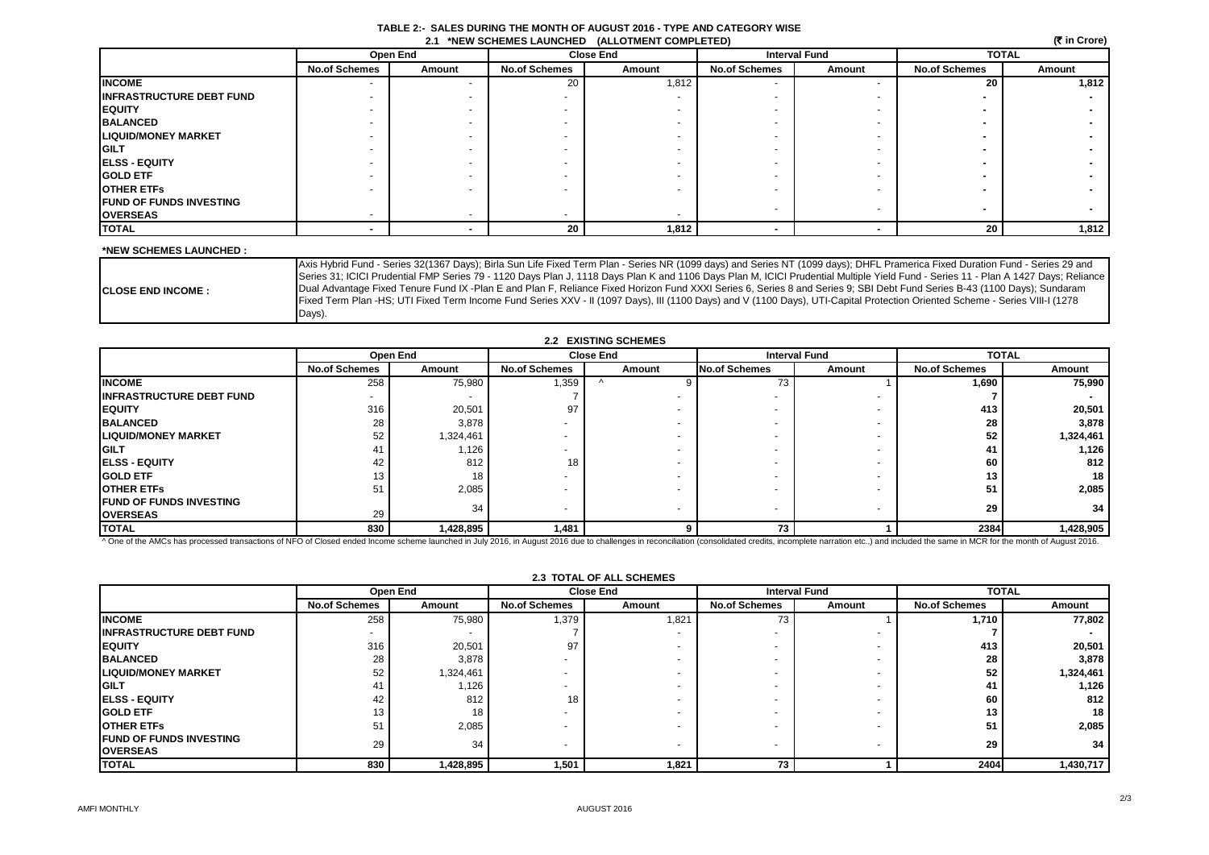# TABLE 2:- SALES DURING THE MONTH OF AUGUST 2016 - TYPE AND CATEGORY WISE

## 2.1 *NEW SCHEMES LAUNCHED (ALLOTMENT COMPLETED)

(₹ in Crore)

| | Open End | | Close End | | Interval Fund | | TOTAL | |
|---|---|---|---|---|---|---|---|---|
| | No.of Schemes | Amount | No.of Schemes | Amount | No.of Schemes | Amount | No.of Schemes | Amount |
| **INCOME** | - | - | 20 | 1,812 | - | - | **20** | **1,812** |
| **INFRASTRUCTURE DEBT FUND** | - | - | - | - | - | - | **-** | **-** |
| **EQUITY** | - | - | - | - | - | - | **-** | **-** |
| **BALANCED** | - | - | - | - | - | - | **-** | **-** |
| **LIQUID/MONEY MARKET** | - | - | - | - | - | - | **-** | **-** |
| **GILT** | - | - | - | - | - | - | **-** | **-** |
| **ELSS - EQUITY** | - | - | - | - | - | - | **-** | **-** |
| **GOLD ETF** | - | - | - | - | - | - | **-** | **-** |
| **OTHER ETFs** | - | - | - | - | - | - | **-** | **-** |
| **FUND OF FUNDS INVESTING OVERSEAS** | - | - | - | - | - | - | **-** | **-** |
| **TOTAL** | **-** | **-** | **20** | **1,812** | **-** | **-** | **20** | **1,812** |

**\*NEW SCHEMES LAUNCHED :**

| | |
|---|---|
| **CLOSE END INCOME :** | Axis Hybrid Fund - Series 32(1367 Days); Birla Sun Life Fixed Term Plan - Series NR (1099 days) and Series NT (1099 days); DHFL Pramerica Fixed Duration Fund - Series 29 and Series 31; ICICI Prudential FMP Series 79 - 1120 Days Plan J, 1118 Days Plan K and 1106 Days Plan M, ICICI Prudential Multiple Yield Fund - Series 11 - Plan A 1427 Days; Reliance Dual Advantage Fixed Tenure Fund IX -Plan E and Plan F, Reliance Fixed Horizon Fund XXXI Series 6, Series 8 and Series 9; SBI Debt Fund Series B-43 (1100 Days); Sundaram Fixed Term Plan -HS; UTI Fixed Term Income Fund Series XXV - II (1097 Days), III (1100 Days) and V (1100 Days), UTI-Capital Protection Oriented Scheme - Series VIII-I (1278 Days). |

## 2.2 EXISTING SCHEMES

| | Open End | | Close End | | Interval Fund | | TOTAL | |
|---|---|---|---|---|---|---|---|---|
| | No.of Schemes | Amount | No.of Schemes | Amount | No.of Schemes | Amount | No.of Schemes | Amount |
| **INCOME** | 258 | 75,980 | 1,359 | ^ 9 | 73 | 1 | **1,690** | **75,990** |
| **INFRASTRUCTURE DEBT FUND** | - | - | 7 | - | - | - | **7** | **-** |
| **EQUITY** | 316 | 20,501 | 97 | - | - | - | **413** | **20,501** |
| **BALANCED** | 28 | 3,878 | - | - | - | - | **28** | **3,878** |
| **LIQUID/MONEY MARKET** | 52 | 1,324,461 | - | - | - | - | **52** | **1,324,461** |
| **GILT** | 41 | 1,126 | - | - | - | - | **41** | **1,126** |
| **ELSS - EQUITY** | 42 | 812 | 18 | - | - | - | **60** | **812** |
| **GOLD ETF** | 13 | 18 | - | - | - | - | **13** | **18** |
| **OTHER ETFs** | 51 | 2,085 | - | - | - | - | **51** | **2,085** |
| **FUND OF FUNDS INVESTING OVERSEAS** | 29 | 34 | - | - | - | - | **29** | **34** |
| **TOTAL** | **830** | **1,428,895** | **1,481** | **9** | **73** | **1** | **2384** | **1,428,905** |

^ One of the AMCs has processed transactions of NFO of Closed ended Income scheme launched in July 2016, in August 2016 due to challenges in reconciliation (consolidated credits, incomplete narration etc.,) and included the same in MCR for the month of August 2016.

## 2.3 TOTAL OF ALL SCHEMES

| | Open End | | Close End | | Interval Fund | | TOTAL | |
|---|---|---|---|---|---|---|---|---|
| | No.of Schemes | Amount | No.of Schemes | Amount | No.of Schemes | Amount | No.of Schemes | Amount |
| **INCOME** | 258 | 75,980 | 1,379 | 1,821 | 73 | 1 | **1,710** | **77,802** |
| **INFRASTRUCTURE DEBT FUND** | - | - | 7 | - | - | - | **7** | **-** |
| **EQUITY** | 316 | 20,501 | 97 | - | - | - | **413** | **20,501** |
| **BALANCED** | 28 | 3,878 | - | - | - | - | **28** | **3,878** |
| **LIQUID/MONEY MARKET** | 52 | 1,324,461 | - | - | - | - | **52** | **1,324,461** |
| **GILT** | 41 | 1,126 | - | - | - | - | **41** | **1,126** |
| **ELSS - EQUITY** | 42 | 812 | 18 | - | - | - | **60** | **812** |
| **GOLD ETF** | 13 | 18 | - | - | - | - | **13** | **18** |
| **OTHER ETFs** | 51 | 2,085 | - | - | - | - | **51** | **2,085** |
| **FUND OF FUNDS INVESTING OVERSEAS** | 29 | 34 | - | - | - | - | **29** | **34** |
| **TOTAL** | **830** | **1,428,895** | **1,501** | **1,821** | **73** | **1** | **2404** | **1,430,717** |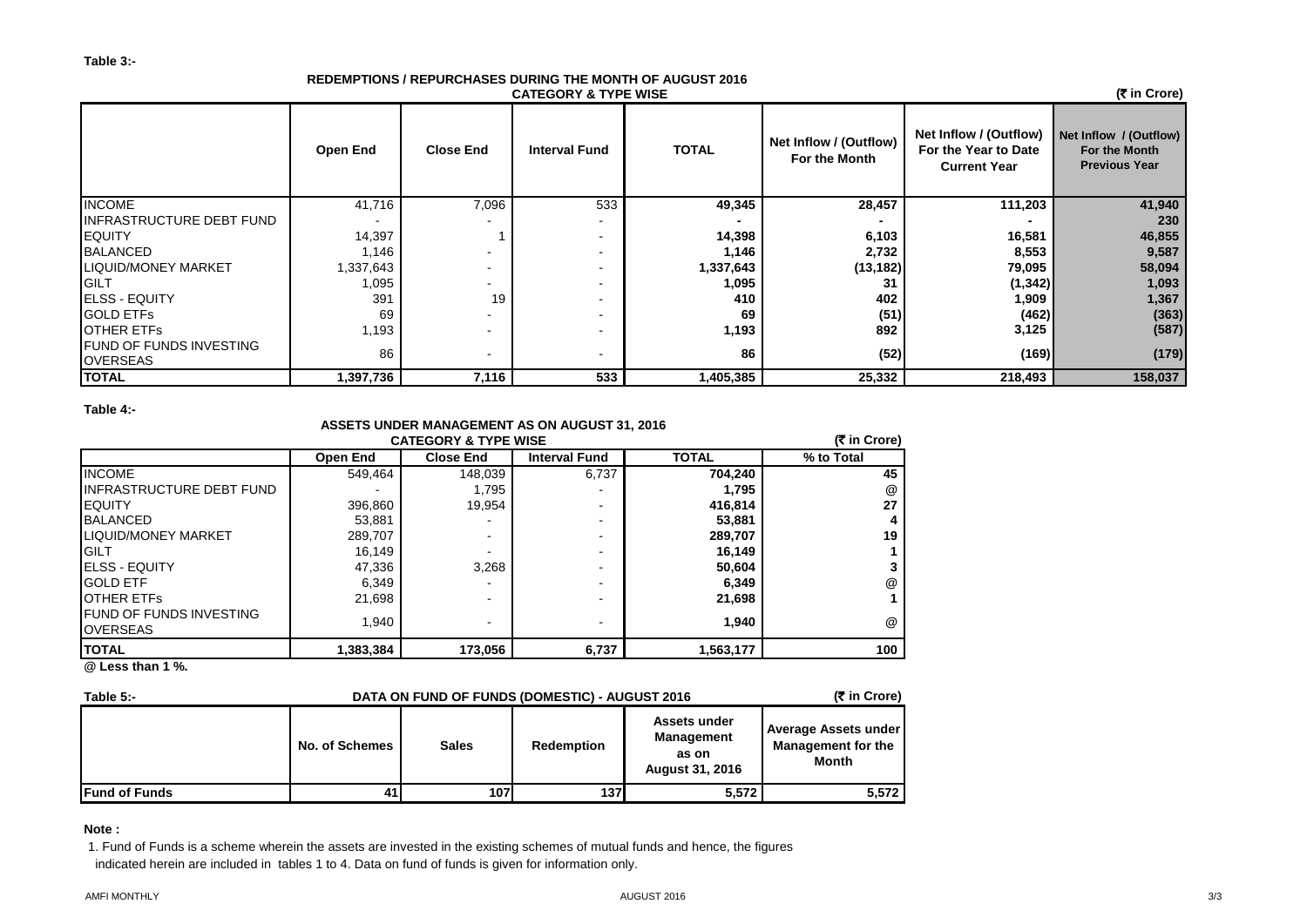Table 3:-

## REDEMPTIONS / REPURCHASES DURING THE MONTH OF AUGUST 2016

### CATEGORY & TYPE WISE

(₹ in Crore)

| | Open End | Close End | Interval Fund | TOTAL | Net Inflow / (Outflow) For the Month | Net Inflow / (Outflow) For the Year to Date Current Year | Net Inflow / (Outflow) For the Month Previous Year |
|---|---|---|---|---|---|---|---|
| INCOME | 41,716 | 7,096 | 533 | 49,345 | 28,457 | 111,203 | 41,940 |
| INFRASTRUCTURE DEBT FUND | - | - | - | - | - | - | 230 |
| EQUITY | 14,397 | 1 | - | 14,398 | 6,103 | 16,581 | 46,855 |
| BALANCED | 1,146 | - | - | 1,146 | 2,732 | 8,553 | 9,587 |
| LIQUID/MONEY MARKET | 1,337,643 | - | - | 1,337,643 | (13,182) | 79,095 | 58,094 |
| GILT | 1,095 | - | - | 1,095 | 31 | (1,342) | 1,093 |
| ELSS - EQUITY | 391 | 19 | - | 410 | 402 | 1,909 | 1,367 |
| GOLD ETFs | 69 | - | - | 69 | (51) | (462) | (363) |
| OTHER ETFs | 1,193 | - | - | 1,193 | 892 | 3,125 | (587) |
| FUND OF FUNDS INVESTING OVERSEAS | 86 | - | - | 86 | (52) | (169) | (179) |
| TOTAL | 1,397,736 | 7,116 | 533 | 1,405,385 | 25,332 | 218,493 | 158,037 |

Table 4:-

## ASSETS UNDER MANAGEMENT AS ON AUGUST 31, 2016

### CATEGORY & TYPE WISE

(₹ in Crore)

| | Open End | Close End | Interval Fund | TOTAL | % to Total |
|---|---|---|---|---|---|
| INCOME | 549,464 | 148,039 | 6,737 | 704,240 | 45 |
| INFRASTRUCTURE DEBT FUND | - | 1,795 | - | 1,795 | @ |
| EQUITY | 396,860 | 19,954 | - | 416,814 | 27 |
| BALANCED | 53,881 | - | - | 53,881 | 4 |
| LIQUID/MONEY MARKET | 289,707 | - | - | 289,707 | 19 |
| GILT | 16,149 | - | - | 16,149 | 1 |
| ELSS - EQUITY | 47,336 | 3,268 | - | 50,604 | 3 |
| GOLD ETF | 6,349 | - | - | 6,349 | @ |
| OTHER ETFs | 21,698 | - | - | 21,698 | 1 |
| FUND OF FUNDS INVESTING OVERSEAS | 1,940 | - | - | 1,940 | @ |
| TOTAL | 1,383,384 | 173,056 | 6,737 | 1,563,177 | 100 |

**@ Less than 1 %.**

Table 5:-

## DATA ON FUND OF FUNDS (DOMESTIC) - AUGUST 2016

(₹ in Crore)

| | No. of Schemes | Sales | Redemption | Assets under Management as on August 31, 2016 | Average Assets under Management for the Month |
|---|---|---|---|---|---|
| Fund of Funds | 41 | 107 | 137 | 5,572 | 5,572 |

**Note :**

1. Fund of Funds is a scheme wherein the assets are invested in the existing schemes of mutual funds and hence, the figures indicated herein are included in tables 1 to 4. Data on fund of funds is given for information only.